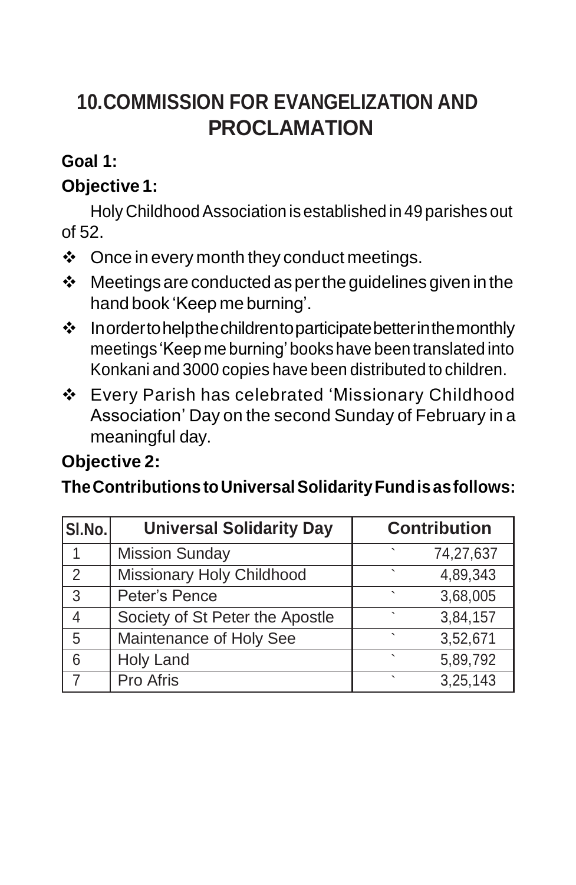# 10.COMMISSION FOR EVANGELIZATION AND PROCLAMATION

**Goal 1:**

**Objective 1:**

Holy Childhood Association is established in 49 parishes out of 52.

- Once in every month they conduct meetings.
- Meetings are conducted as per the guidelines given in the hand book 'Keep me burning'.
- In order to help the children to participate better in the monthly meetings 'Keep me burning' books have been translated into Konkani and 3000 copies have been distributed to children.
- Every Parish has celebrated 'Missionary Childhood Association' Day on the second Sunday of February in a meaningful day.

**Objective 2:**

**The Contributions to Universal Solidarity Fund is as follows:**

| Sl.No. | Universal Solidarity Day | Contribution |
|---|---|---|
| 1 | Mission Sunday | ` 74,27,637 |
| 2 | Missionary Holy Childhood | ` 4,89,343 |
| 3 | Peter's Pence | ` 3,68,005 |
| 4 | Society of St Peter the Apostle | ` 3,84,157 |
| 5 | Maintenance of Holy See | ` 3,52,671 |
| 6 | Holy Land | ` 5,89,792 |
| 7 | Pro Afris | ` 3,25,143 |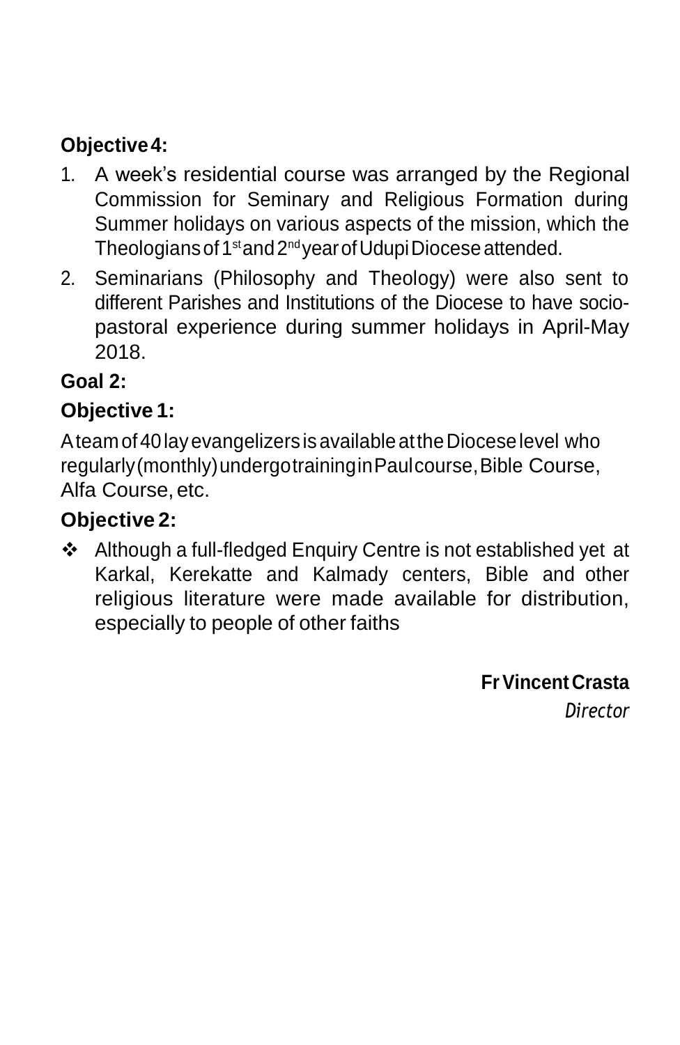**Objective 4:**

1. A week's residential course was arranged by the Regional Commission for Seminary and Religious Formation during Summer holidays on various aspects of the mission, which the Theologians of 1st and 2nd year of Udupi Diocese attended.
2. Seminarians (Philosophy and Theology) were also sent to different Parishes and Institutions of the Diocese to have socio-pastoral experience during summer holidays in April-May 2018.

**Goal 2:**

**Objective 1:**

A team of 40 lay evangelizers is available at the Diocese level who regularly (monthly) undergo training in Paul course, Bible Course, Alfa Course, etc.

**Objective 2:**

- ❖ Although a full-fledged Enquiry Centre is not established yet at Karkal, Kerekatte and Kalmady centers, Bible and other religious literature were made available for distribution, especially to people of other faiths

**Fr Vincent Crasta**
*Director*